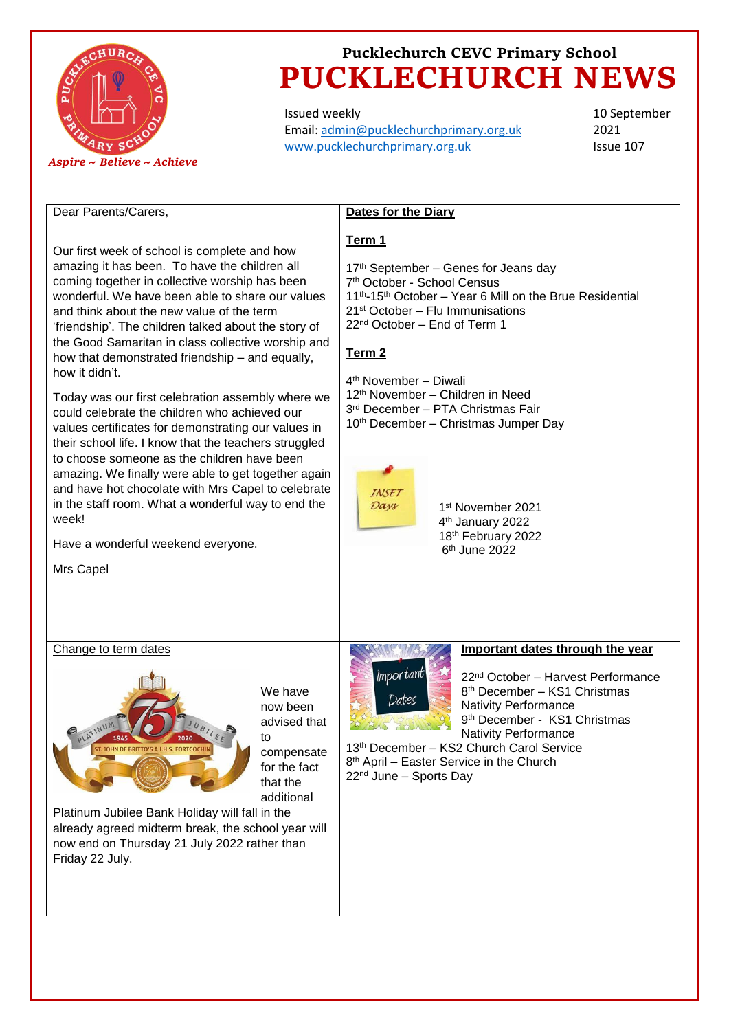Pucklechurch CEVC Primary School

# PUCKLECHURCH NEWS

*Aspire ~ Believe ~ Achieve*

Issued weekly
Email: admin@pucklechurchprimary.org.uk
www.pucklechurchprimary.org.uk

10 September 2021
Issue 107

Dear Parents/Carers,

Our first week of school is complete and how amazing it has been. To have the children all coming together in collective worship has been wonderful. We have been able to share our values and think about the new value of the term 'friendship'. The children talked about the story of the Good Samaritan in class collective worship and how that demonstrated friendship – and equally, how it didn't.

Today was our first celebration assembly where we could celebrate the children who achieved our values certificates for demonstrating our values in their school life. I know that the teachers struggled to choose someone as the children have been amazing. We finally were able to get together again and have hot chocolate with Mrs Capel to celebrate in the staff room. What a wonderful way to end the week!

Have a wonderful weekend everyone.

Mrs Capel

## Dates for the Diary

### Term 1

17th September – Genes for Jeans day
7th October - School Census
11th-15th October – Year 6 Mill on the Brue Residential
21st October – Flu Immunisations
22nd October – End of Term 1

### Term 2

4th November – Diwali
12th November – Children in Need
3rd December – PTA Christmas Fair
10th December – Christmas Jumper Day

INSET Days

1st November 2021
4th January 2022
18th February 2022
6th June 2022

## Change to term dates

We have now been advised that to compensate for the fact that the additional Platinum Jubilee Bank Holiday will fall in the already agreed midterm break, the school year will now end on Thursday 21 July 2022 rather than Friday 22 July.

## Important dates through the year

22nd October – Harvest Performance
8th December – KS1 Christmas Nativity Performance
9th December - KS1 Christmas Nativity Performance
13th December – KS2 Church Carol Service
8th April – Easter Service in the Church
22nd June – Sports Day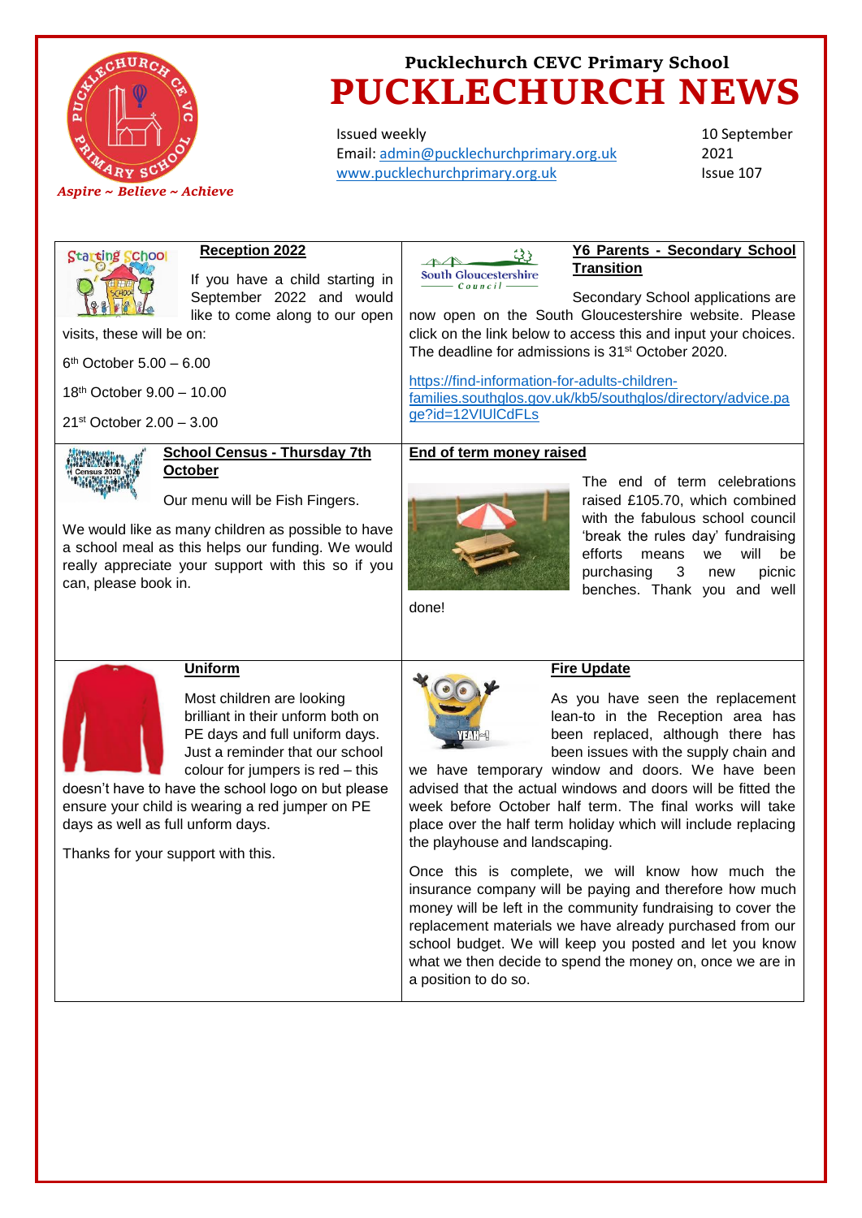Pucklechurch CEVC Primary School

# PUCKLECHURCH NEWS

Issued weekly
Email: admin@pucklechurchprimary.org.uk
www.pucklechurchprimary.org.uk

10 September 2021
Issue 107

*Aspire ~ Believe ~ Achieve*

## Reception 2022

If you have a child starting in September 2022 and would like to come along to our open visits, these will be on:

6th October 5.00 – 6.00

18th October 9.00 – 10.00

21st October 2.00 – 3.00

## Y6 Parents - Secondary School Transition

Secondary School applications are now open on the South Gloucestershire website. Please click on the link below to access this and input your choices. The deadline for admissions is 31st October 2020.

https://find-information-for-adults-children-families.southglos.gov.uk/kb5/southglos/directory/advice.page?id=12VlUlCdFLs

## School Census - Thursday 7th October

Our menu will be Fish Fingers.

We would like as many children as possible to have a school meal as this helps our funding. We would really appreciate your support with this so if you can, please book in.

## End of term money raised

The end of term celebrations raised £105.70, which combined with the fabulous school council 'break the rules day' fundraising efforts means we will be purchasing 3 new picnic benches. Thank you and well done!

## Uniform

Most children are looking brilliant in their unform both on PE days and full uniform days. Just a reminder that our school colour for jumpers is red – this doesn't have to have the school logo on but please ensure your child is wearing a red jumper on PE days as well as full unform days.

Thanks for your support with this.

## Fire Update

As you have seen the replacement lean-to in the Reception area has been replaced, although there has been issues with the supply chain and we have temporary window and doors. We have been advised that the actual windows and doors will be fitted the week before October half term. The final works will take place over the half term holiday which will include replacing the playhouse and landscaping.

Once this is complete, we will know how much the insurance company will be paying and therefore how much money will be left in the community fundraising to cover the replacement materials we have already purchased from our school budget. We will keep you posted and let you know what we then decide to spend the money on, once we are in a position to do so.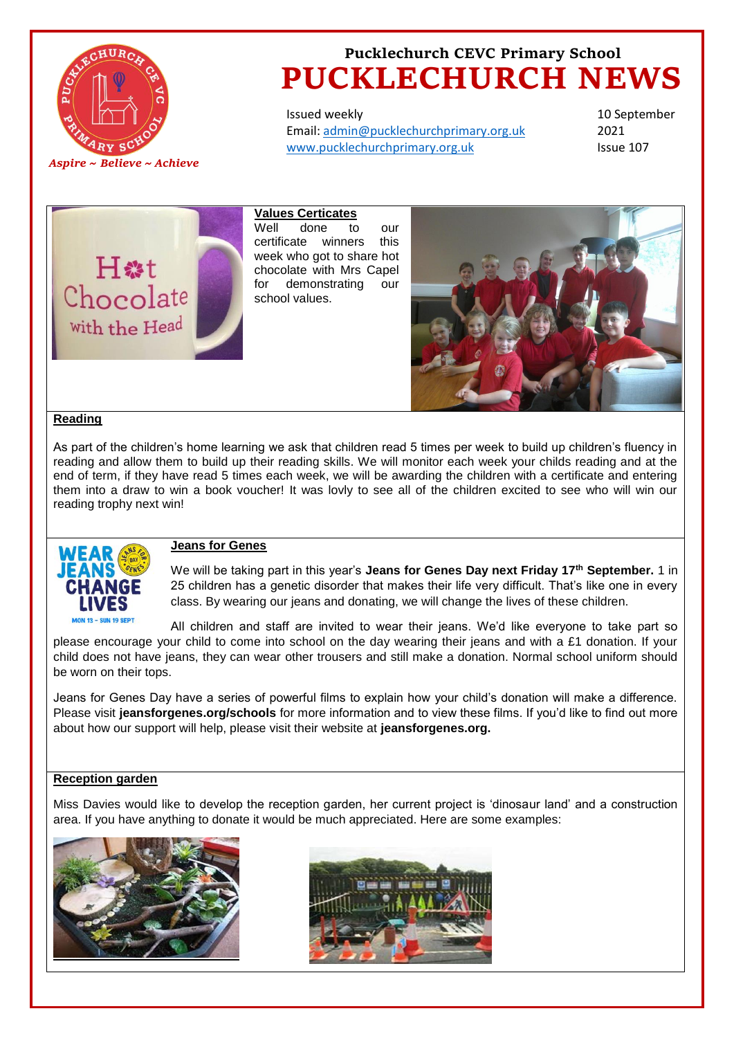Pucklechurch CEVC Primary School

# PUCKLECHURCH NEWS

*Aspire ~ Believe ~ Achieve*

Issued weekly
Email: admin@pucklechurchprimary.org.uk
www.pucklechurchprimary.org.uk

10 September 2021
Issue 107

## Values Certicates

Well done to our certificate winners this week who got to share hot chocolate with Mrs Capel for demonstrating our school values.

## Reading

As part of the children's home learning we ask that children read 5 times per week to build up children's fluency in reading and allow them to build up their reading skills. We will monitor each week your childs reading and at the end of term, if they have read 5 times each week, we will be awarding the children with a certificate and entering them into a draw to win a book voucher! It was lovly to see all of the children excited to see who will win our reading trophy next win!

## Jeans for Genes

We will be taking part in this year's **Jeans for Genes Day next Friday 17th September.** 1 in 25 children has a genetic disorder that makes their life very difficult. That's like one in every class. By wearing our jeans and donating, we will change the lives of these children.

All children and staff are invited to wear their jeans. We'd like everyone to take part so please encourage your child to come into school on the day wearing their jeans and with a £1 donation. If your child does not have jeans, they can wear other trousers and still make a donation. Normal school uniform should be worn on their tops.

Jeans for Genes Day have a series of powerful films to explain how your child's donation will make a difference. Please visit **jeansforgenes.org/schools** for more information and to view these films. If you'd like to find out more about how our support will help, please visit their website at **jeansforgenes.org.**

## Reception garden

Miss Davies would like to develop the reception garden, her current project is 'dinosaur land' and a construction area. If you have anything to donate it would be much appreciated. Here are some examples: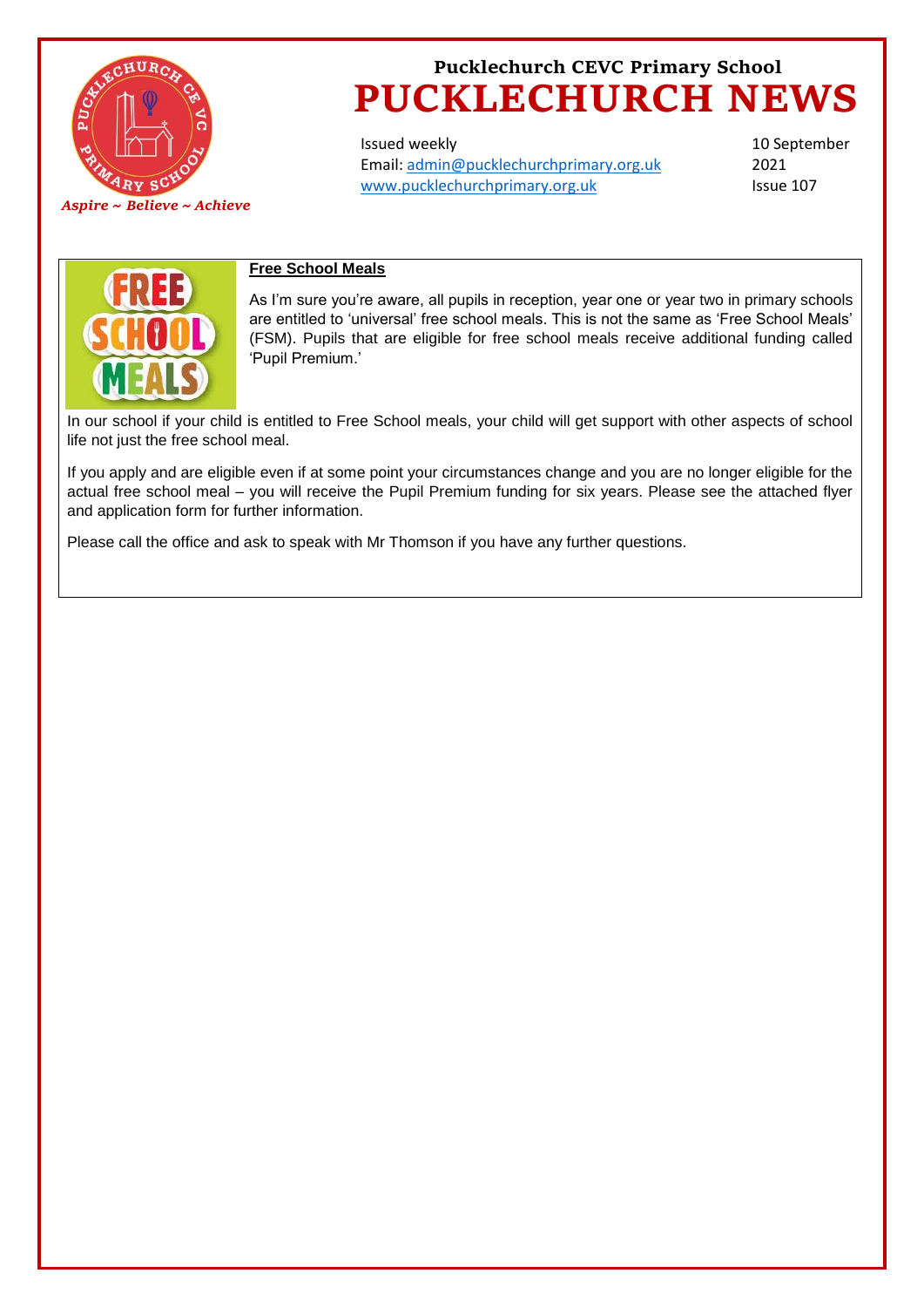Pucklechurch CEVC Primary School

# PUCKLECHURCH NEWS

Aspire ~ Believe ~ Achieve

Issued weekly
Email: admin@pucklechurchprimary.org.uk
www.pucklechurchprimary.org.uk

10 September 2021
Issue 107

## Free School Meals

As I'm sure you're aware, all pupils in reception, year one or year two in primary schools are entitled to 'universal' free school meals. This is not the same as 'Free School Meals' (FSM). Pupils that are eligible for free school meals receive additional funding called 'Pupil Premium.'

In our school if your child is entitled to Free School meals, your child will get support with other aspects of school life not just the free school meal.

If you apply and are eligible even if at some point your circumstances change and you are no longer eligible for the actual free school meal – you will receive the Pupil Premium funding for six years. Please see the attached flyer and application form for further information.

Please call the office and ask to speak with Mr Thomson if you have any further questions.